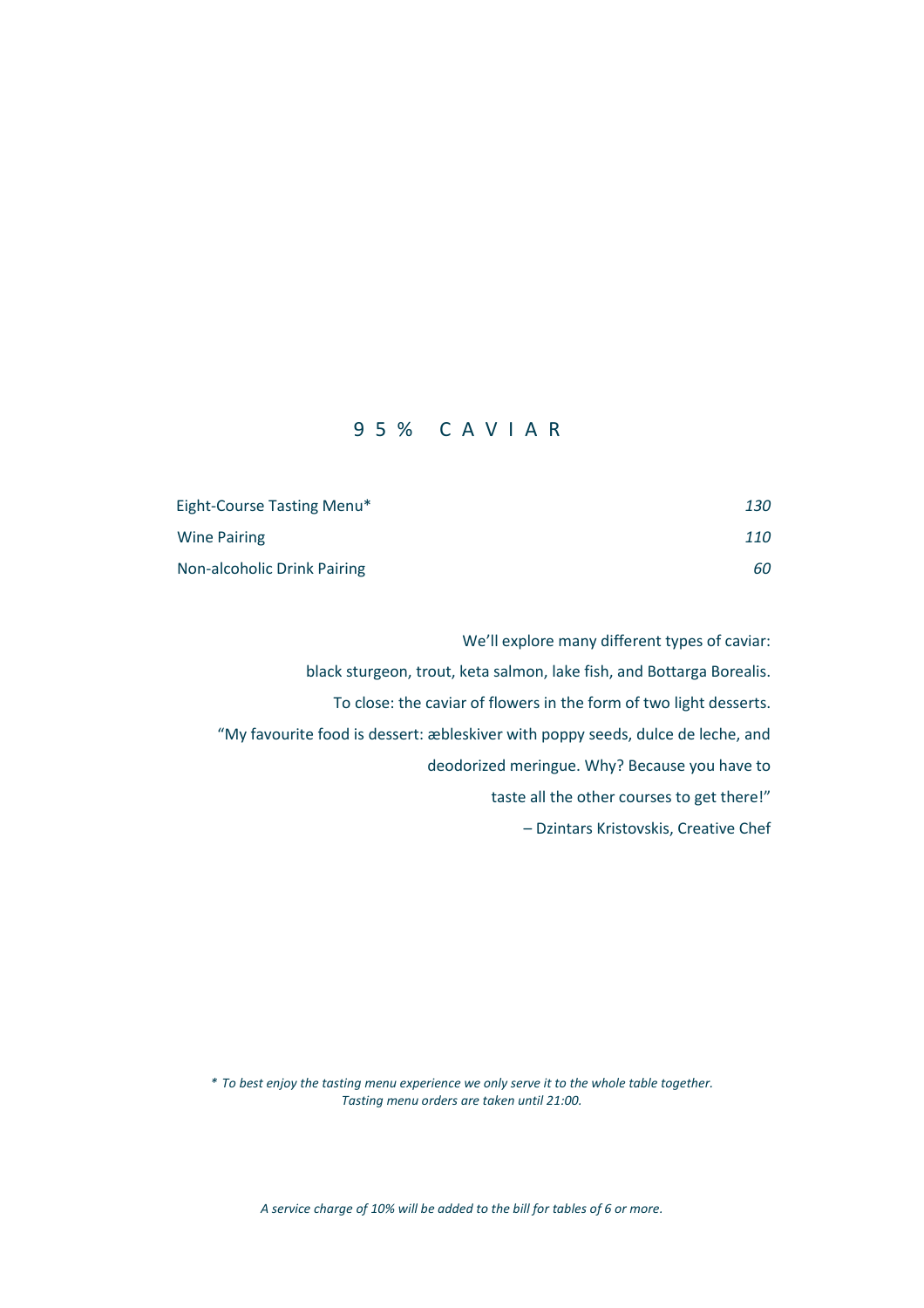# 9 5 % C A V I A R

| | |
|---|---|
| Eight-Course Tasting Menu* | *130* |
| Wine Pairing | *110* |
| Non-alcoholic Drink Pairing | *60* |

We'll explore many different types of caviar:
black sturgeon, trout, keta salmon, lake fish, and Bottarga Borealis.
To close: the caviar of flowers in the form of two light desserts.
"My favourite food is dessert: æbleskiver with poppy seeds, dulce de leche, and deodorized meringue. Why? Because you have to taste all the other courses to get there!"
– Dzintars Kristovskis, Creative Chef

*\* To best enjoy the tasting menu experience we only serve it to the whole table together. Tasting menu orders are taken until 21:00.*

*A service charge of 10% will be added to the bill for tables of 6 or more.*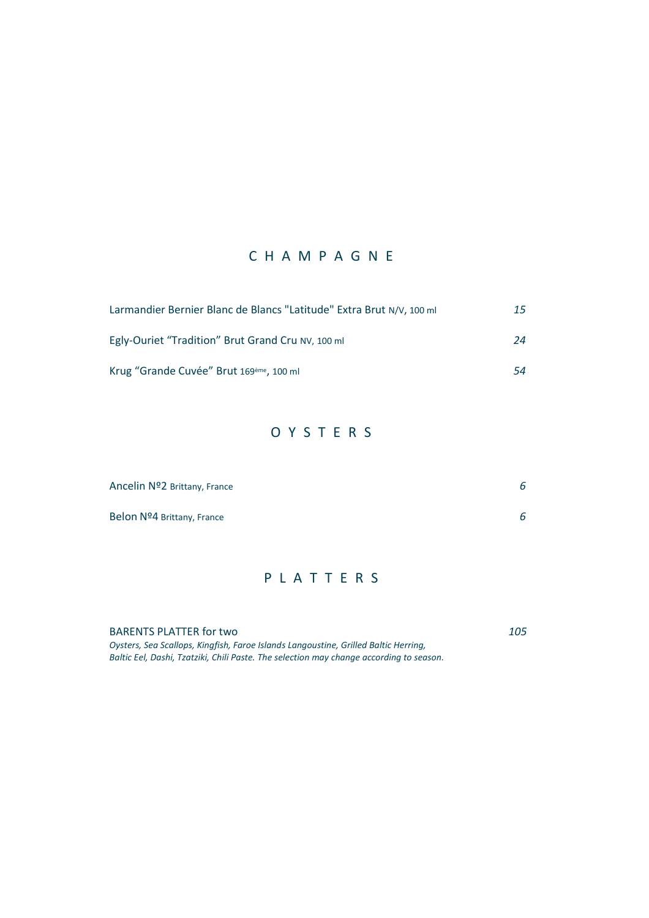## CHAMPAGNE

| | |
|---|---|
| Larmandier Bernier Blanc de Blancs "Latitude" Extra Brut N/V, 100 ml | *15* |
| Egly-Ouriet “Tradition” Brut Grand Cru NV, 100 ml | *24* |
| Krug “Grande Cuvée” Brut 169ème, 100 ml | *54* |

## OYSTERS

| | |
|---|---|
| Ancelin Nº2 Brittany, France | *6* |
| Belon Nº4 Brittany, France | *6* |

## PLATTERS

BARENTS PLATTER for two *105*

*Oysters, Sea Scallops, Kingfish, Faroe Islands Langoustine, Grilled Baltic Herring, Baltic Eel, Dashi, Tzatziki, Chili Paste. The selection may change according to season.*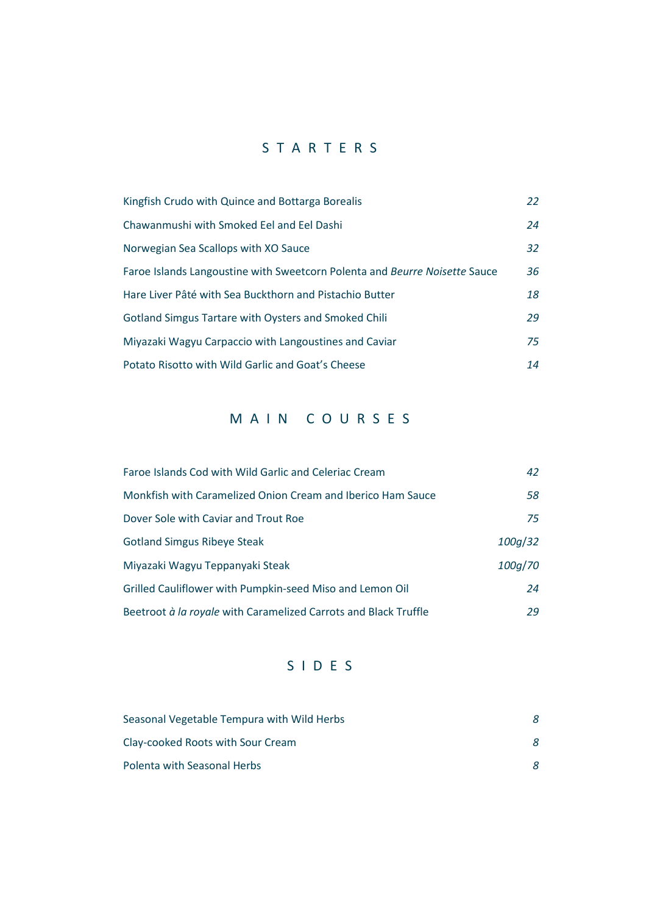## STARTERS

| | |
|---|---|
| Kingfish Crudo with Quince and Bottarga Borealis | *22* |
| Chawanmushi with Smoked Eel and Eel Dashi | *24* |
| Norwegian Sea Scallops with XO Sauce | *32* |
| Faroe Islands Langoustine with Sweetcorn Polenta and *Beurre Noisette* Sauce | *36* |
| Hare Liver Pâté with Sea Buckthorn and Pistachio Butter | *18* |
| Gotland Simgus Tartare with Oysters and Smoked Chili | *29* |
| Miyazaki Wagyu Carpaccio with Langoustines and Caviar | *75* |
| Potato Risotto with Wild Garlic and Goat's Cheese | *14* |

## MAIN COURSES

| | |
|---|---|
| Faroe Islands Cod with Wild Garlic and Celeriac Cream | *42* |
| Monkfish with Caramelized Onion Cream and Iberico Ham Sauce | *58* |
| Dover Sole with Caviar and Trout Roe | *75* |
| Gotland Simgus Ribeye Steak | *100g/32* |
| Miyazaki Wagyu Teppanyaki Steak | *100g/70* |
| Grilled Cauliflower with Pumpkin-seed Miso and Lemon Oil | *24* |
| Beetroot *à la royale* with Caramelized Carrots and Black Truffle | *29* |

## SIDES

| | |
|---|---|
| Seasonal Vegetable Tempura with Wild Herbs | *8* |
| Clay-cooked Roots with Sour Cream | *8* |
| Polenta with Seasonal Herbs | *8* |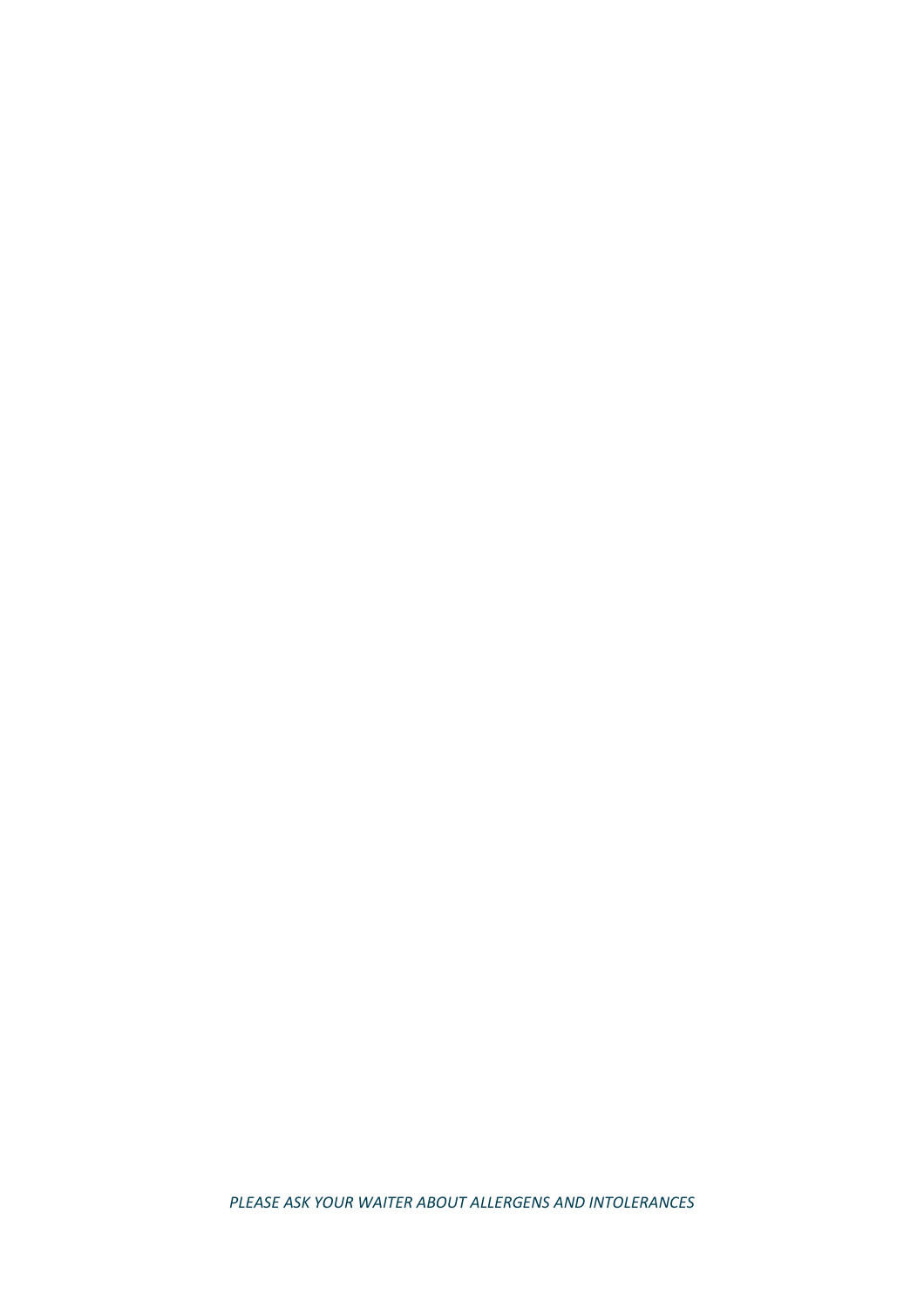*PLEASE ASK YOUR WAITER ABOUT ALLERGENS AND INTOLERANCES*